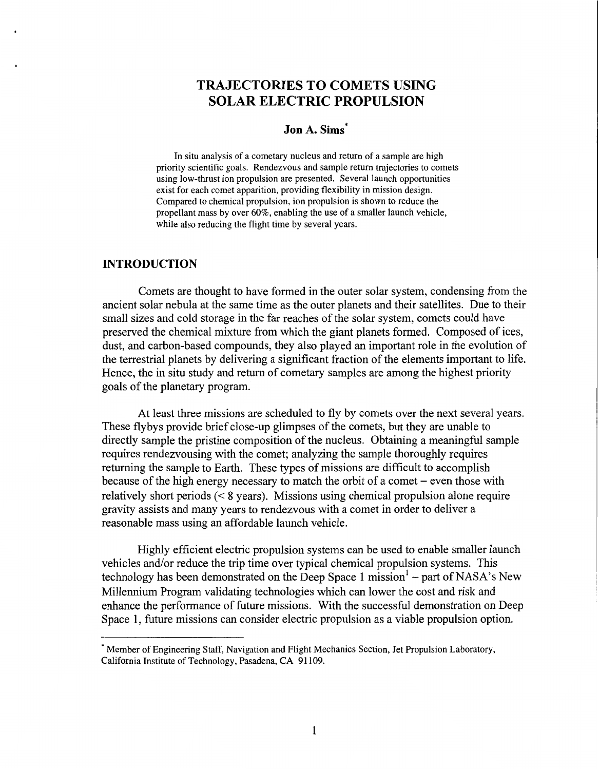# TRAJECTORIES TO COMETS USING SOLAR ELECTRIC PROPULSION

**Jon A. Sims***

In situ analysis of a cometary nucleus and return of a sample are high priority scientific goals. Rendezvous and sample return trajectories to comets using low-thrust ion propulsion are presented. Several launch opportunities exist for each comet apparition, providing flexibility in mission design. Compared to chemical propulsion, ion propulsion is shown to reduce the propellant mass by over 60%, enabling the use of a smaller launch vehicle, while also reducing the flight time by several years.

## INTRODUCTION

Comets are thought to have formed in the outer solar system, condensing from the ancient solar nebula at the same time as the outer planets and their satellites. Due to their small sizes and cold storage in the far reaches of the solar system, comets could have preserved the chemical mixture from which the giant planets formed. Composed of ices, dust, and carbon-based compounds, they also played an important role in the evolution of the terrestrial planets by delivering a significant fraction of the elements important to life. Hence, the in situ study and return of cometary samples are among the highest priority goals of the planetary program.

At least three missions are scheduled to fly by comets over the next several years. These flybys provide brief close-up glimpses of the comets, but they are unable to directly sample the pristine composition of the nucleus. Obtaining a meaningful sample requires rendezvousing with the comet; analyzing the sample thoroughly requires returning the sample to Earth. These types of missions are difficult to accomplish because of the high energy necessary to match the orbit of a comet – even those with relatively short periods (< 8 years). Missions using chemical propulsion alone require gravity assists and many years to rendezvous with a comet in order to deliver a reasonable mass using an affordable launch vehicle.

Highly efficient electric propulsion systems can be used to enable smaller launch vehicles and/or reduce the trip time over typical chemical propulsion systems. This technology has been demonstrated on the Deep Space 1 mission[1] – part of NASA's New Millennium Program validating technologies which can lower the cost and risk and enhance the performance of future missions. With the successful demonstration on Deep Space 1, future missions can consider electric propulsion as a viable propulsion option.

---

* Member of Engineering Staff, Navigation and Flight Mechanics Section, Jet Propulsion Laboratory, California Institute of Technology, Pasadena, CA 91109.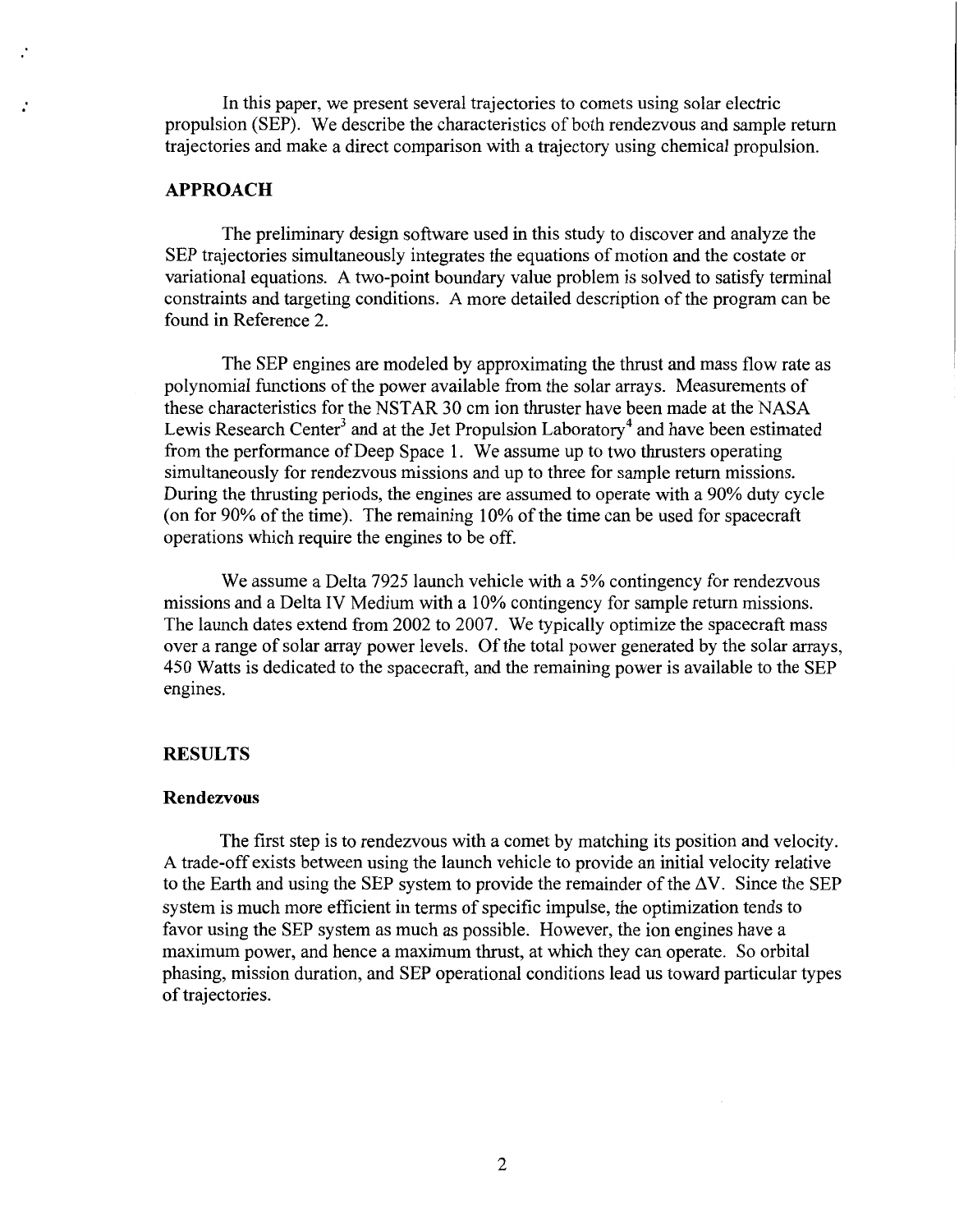In this paper, we present several trajectories to comets using solar electric propulsion (SEP). We describe the characteristics of both rendezvous and sample return trajectories and make a direct comparison with a trajectory using chemical propulsion.

## APPROACH

The preliminary design software used in this study to discover and analyze the SEP trajectories simultaneously integrates the equations of motion and the costate or variational equations. A two-point boundary value problem is solved to satisfy terminal constraints and targeting conditions. A more detailed description of the program can be found in Reference 2.

The SEP engines are modeled by approximating the thrust and mass flow rate as polynomial functions of the power available from the solar arrays. Measurements of these characteristics for the NSTAR 30 cm ion thruster have been made at the NASA Lewis Research Center[3] and at the Jet Propulsion Laboratory[4] and have been estimated from the performance of Deep Space 1. We assume up to two thrusters operating simultaneously for rendezvous missions and up to three for sample return missions. During the thrusting periods, the engines are assumed to operate with a 90% duty cycle (on for 90% of the time). The remaining 10% of the time can be used for spacecraft operations which require the engines to be off.

We assume a Delta 7925 launch vehicle with a 5% contingency for rendezvous missions and a Delta IV Medium with a 10% contingency for sample return missions. The launch dates extend from 2002 to 2007. We typically optimize the spacecraft mass over a range of solar array power levels. Of the total power generated by the solar arrays, 450 Watts is dedicated to the spacecraft, and the remaining power is available to the SEP engines.

## RESULTS

### Rendezvous

The first step is to rendezvous with a comet by matching its position and velocity. A trade-off exists between using the launch vehicle to provide an initial velocity relative to the Earth and using the SEP system to provide the remainder of the $\Delta V$. Since the SEP system is much more efficient in terms of specific impulse, the optimization tends to favor using the SEP system as much as possible. However, the ion engines have a maximum power, and hence a maximum thrust, at which they can operate. So orbital phasing, mission duration, and SEP operational conditions lead us toward particular types of trajectories.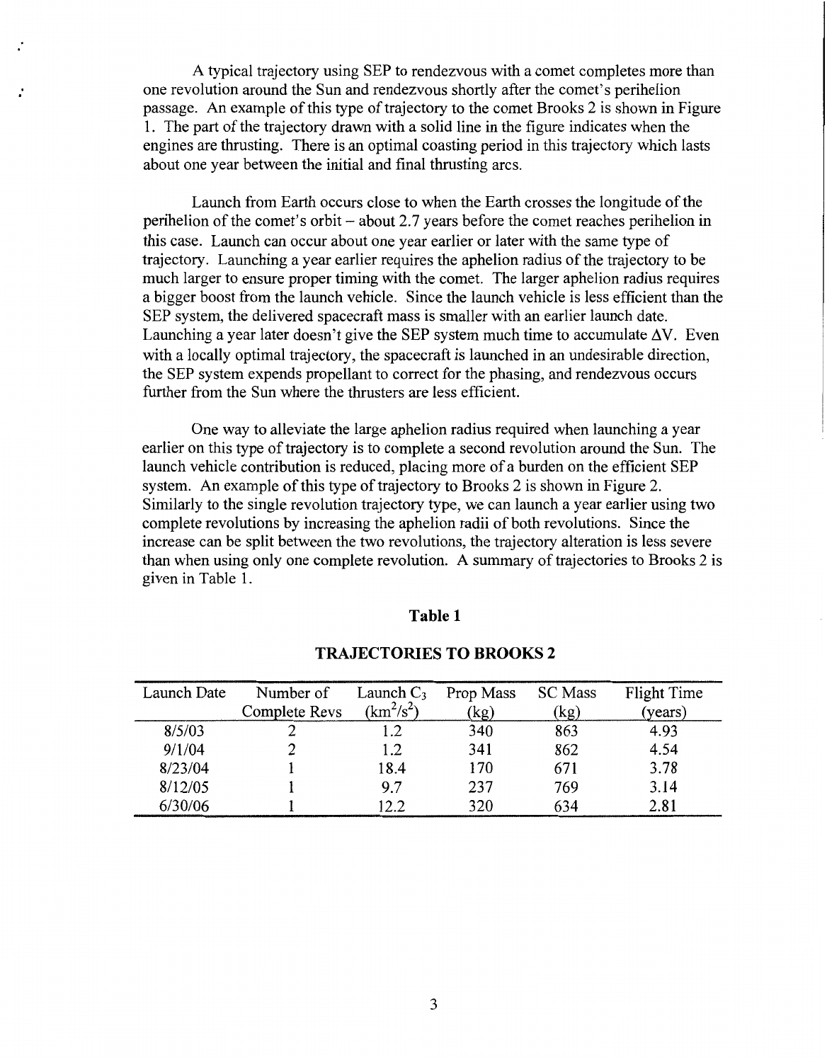A typical trajectory using SEP to rendezvous with a comet completes more than one revolution around the Sun and rendezvous shortly after the comet's perihelion passage. An example of this type of trajectory to the comet Brooks 2 is shown in Figure 1. The part of the trajectory drawn with a solid line in the figure indicates when the engines are thrusting. There is an optimal coasting period in this trajectory which lasts about one year between the initial and final thrusting arcs.

Launch from Earth occurs close to when the Earth crosses the longitude of the perihelion of the comet's orbit – about 2.7 years before the comet reaches perihelion in this case. Launch can occur about one year earlier or later with the same type of trajectory. Launching a year earlier requires the aphelion radius of the trajectory to be much larger to ensure proper timing with the comet. The larger aphelion radius requires a bigger boost from the launch vehicle. Since the launch vehicle is less efficient than the SEP system, the delivered spacecraft mass is smaller with an earlier launch date. Launching a year later doesn't give the SEP system much time to accumulate $\Delta V$. Even with a locally optimal trajectory, the spacecraft is launched in an undesirable direction, the SEP system expends propellant to correct for the phasing, and rendezvous occurs further from the Sun where the thrusters are less efficient.

One way to alleviate the large aphelion radius required when launching a year earlier on this type of trajectory is to complete a second revolution around the Sun. The launch vehicle contribution is reduced, placing more of a burden on the efficient SEP system. An example of this type of trajectory to Brooks 2 is shown in Figure 2. Similarly to the single revolution trajectory type, we can launch a year earlier using two complete revolutions by increasing the aphelion radii of both revolutions. Since the increase can be split between the two revolutions, the trajectory alteration is less severe than when using only one complete revolution. A summary of trajectories to Brooks 2 is given in Table 1.

**Table 1**

**TRAJECTORIES TO BROOKS 2**

| Launch Date | Number of Complete Revs | Launch $C_3$ ($km^2/s^2$) | Prop Mass (kg) | SC Mass (kg) | Flight Time (years) |
|---|---|---|---|---|---|
| 8/5/03 | 2 | 1.2 | 340 | 863 | 4.93 |
| 9/1/04 | 2 | 1.2 | 341 | 862 | 4.54 |
| 8/23/04 | 1 | 18.4 | 170 | 671 | 3.78 |
| 8/12/05 | 1 | 9.7 | 237 | 769 | 3.14 |
| 6/30/06 | 1 | 12.2 | 320 | 634 | 2.81 |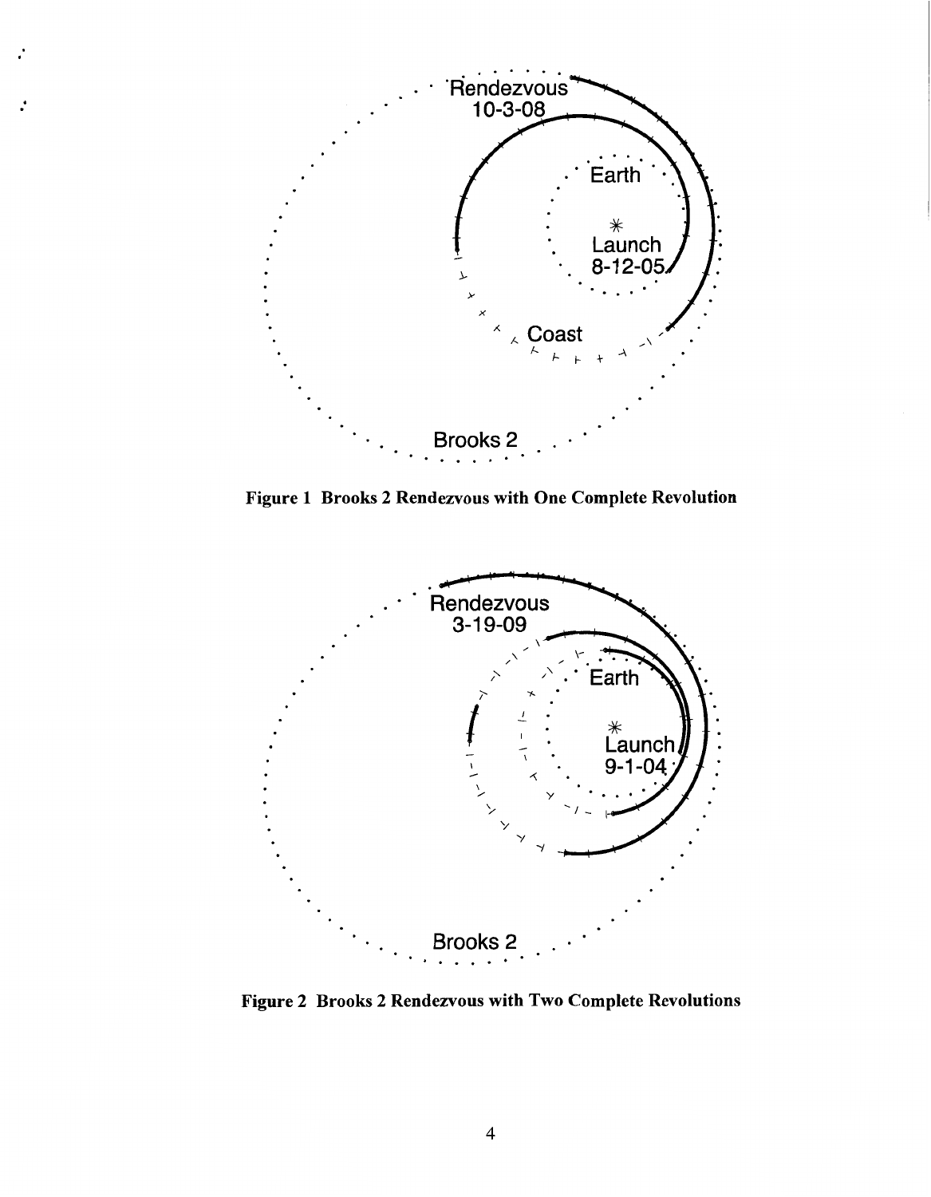Figure 1 Brooks 2 Rendezvous with One Complete Revolution

Figure 2 Brooks 2 Rendezvous with Two Complete Revolutions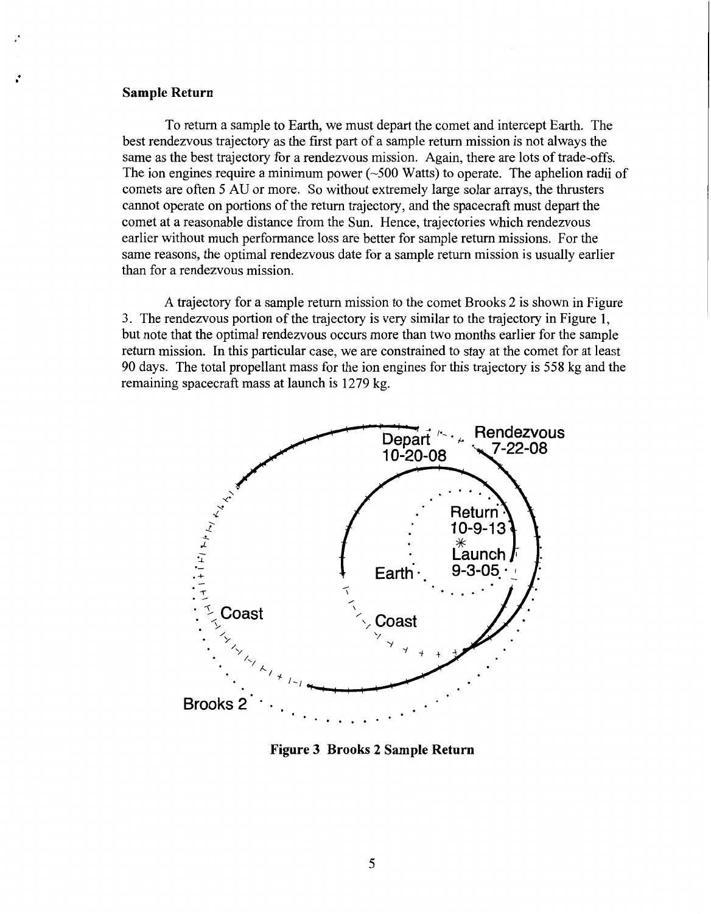## Sample Return

To return a sample to Earth, we must depart the comet and intercept Earth. The best rendezvous trajectory as the first part of a sample return mission is not always the same as the best trajectory for a rendezvous mission. Again, there are lots of trade-offs. The ion engines require a minimum power (~500 Watts) to operate. The aphelion radii of comets are often 5 AU or more. So without extremely large solar arrays, the thrusters cannot operate on portions of the return trajectory, and the spacecraft must depart the comet at a reasonable distance from the Sun. Hence, trajectories which rendezvous earlier without much performance loss are better for sample return missions. For the same reasons, the optimal rendezvous date for a sample return mission is usually earlier than for a rendezvous mission.

A trajectory for a sample return mission to the comet Brooks 2 is shown in Figure 3. The rendezvous portion of the trajectory is very similar to the trajectory in Figure 1, but note that the optimal rendezvous occurs more than two months earlier for the sample return mission. In this particular case, we are constrained to stay at the comet for at least 90 days. The total propellant mass for the ion engines for this trajectory is 558 kg and the remaining spacecraft mass at launch is 1279 kg.

**Figure 3 Brooks 2 Sample Return**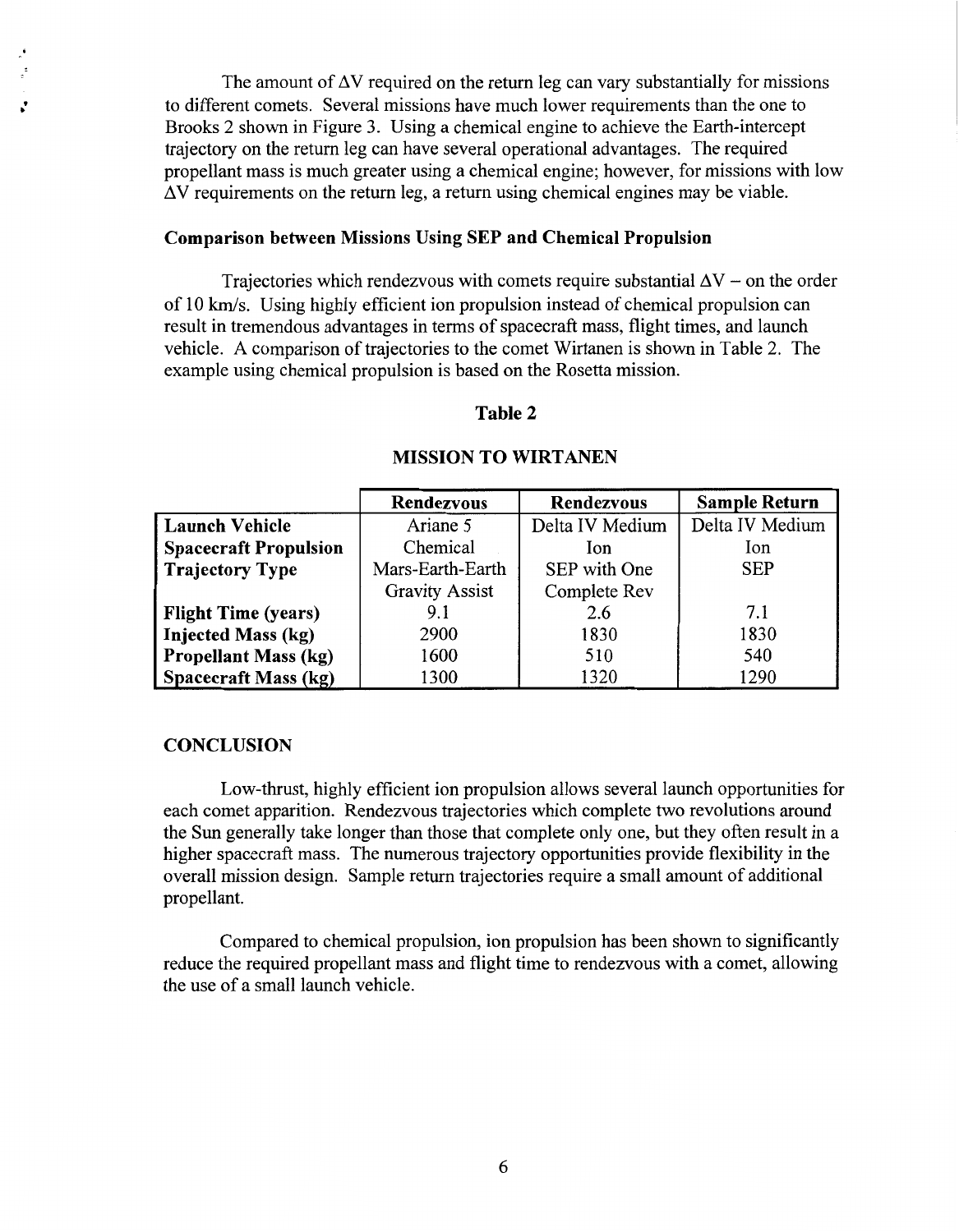The amount of $\Delta V$ required on the return leg can vary substantially for missions to different comets. Several missions have much lower requirements than the one to Brooks 2 shown in Figure 3. Using a chemical engine to achieve the Earth-intercept trajectory on the return leg can have several operational advantages. The required propellant mass is much greater using a chemical engine; however, for missions with low $\Delta V$ requirements on the return leg, a return using chemical engines may be viable.

### Comparison between Missions Using SEP and Chemical Propulsion

Trajectories which rendezvous with comets require substantial $\Delta V$ – on the order of 10 km/s. Using highly efficient ion propulsion instead of chemical propulsion can result in tremendous advantages in terms of spacecraft mass, flight times, and launch vehicle. A comparison of trajectories to the comet Wirtanen is shown in Table 2. The example using chemical propulsion is based on the Rosetta mission.

**Table 2**

**MISSION TO WIRTANEN**

| | Rendezvous | Rendezvous | Sample Return |
|---|---|---|---|
| **Launch Vehicle** | Ariane 5 | Delta IV Medium | Delta IV Medium |
| **Spacecraft Propulsion** | Chemical | Ion | Ion |
| **Trajectory Type** | Mars-Earth-Earth Gravity Assist | SEP with One Complete Rev | SEP |
| **Flight Time (years)** | 9.1 | 2.6 | 7.1 |
| **Injected Mass (kg)** | 2900 | 1830 | 1830 |
| **Propellant Mass (kg)** | 1600 | 510 | 540 |
| **Spacecraft Mass (kg)** | 1300 | 1320 | 1290 |

## CONCLUSION

Low-thrust, highly efficient ion propulsion allows several launch opportunities for each comet apparition. Rendezvous trajectories which complete two revolutions around the Sun generally take longer than those that complete only one, but they often result in a higher spacecraft mass. The numerous trajectory opportunities provide flexibility in the overall mission design. Sample return trajectories require a small amount of additional propellant.

Compared to chemical propulsion, ion propulsion has been shown to significantly reduce the required propellant mass and flight time to rendezvous with a comet, allowing the use of a small launch vehicle.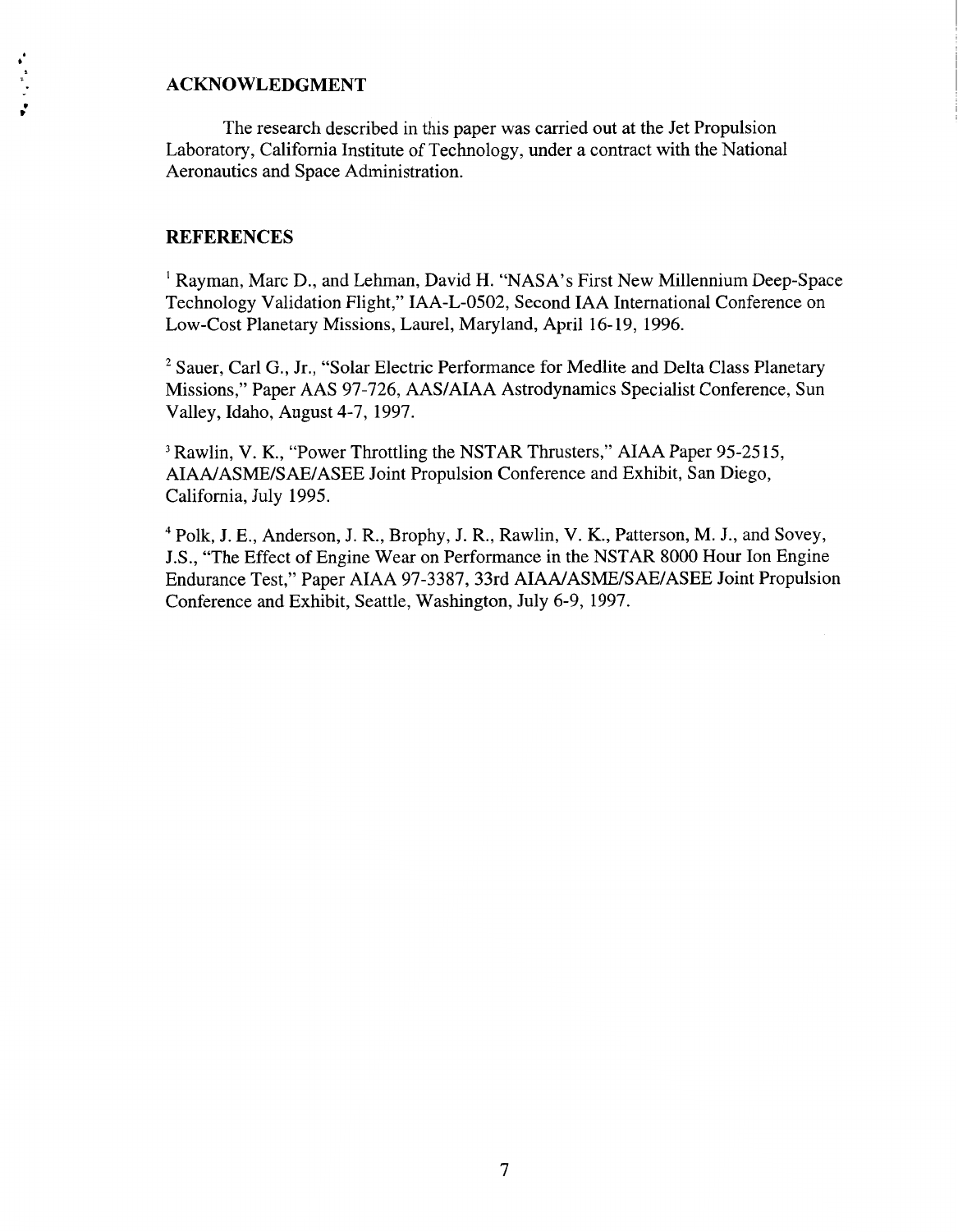## ACKNOWLEDGMENT

The research described in this paper was carried out at the Jet Propulsion Laboratory, California Institute of Technology, under a contract with the National Aeronautics and Space Administration.

## REFERENCES

[1] Rayman, Marc D., and Lehman, David H. "NASA's First New Millennium Deep-Space Technology Validation Flight," IAA-L-0502, Second IAA International Conference on Low-Cost Planetary Missions, Laurel, Maryland, April 16-19, 1996.

[2] Sauer, Carl G., Jr., "Solar Electric Performance for Medlite and Delta Class Planetary Missions," Paper AAS 97-726, AAS/AIAA Astrodynamics Specialist Conference, Sun Valley, Idaho, August 4-7, 1997.

[3] Rawlin, V. K., "Power Throttling the NSTAR Thrusters," AIAA Paper 95-2515, AIAA/ASME/SAE/ASEE Joint Propulsion Conference and Exhibit, San Diego, California, July 1995.

[4] Polk, J. E., Anderson, J. R., Brophy, J. R., Rawlin, V. K., Patterson, M. J., and Sovey, J.S., "The Effect of Engine Wear on Performance in the NSTAR 8000 Hour Ion Engine Endurance Test," Paper AIAA 97-3387, 33rd AIAA/ASME/SAE/ASEE Joint Propulsion Conference and Exhibit, Seattle, Washington, July 6-9, 1997.